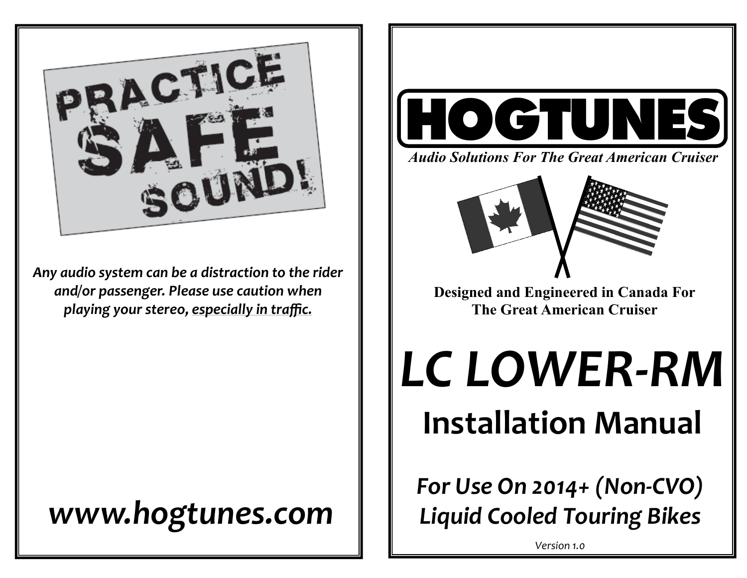PRACTICE SAFE SOUND!

***Any audio system can be a distraction to the rider and/or passenger. Please use caution when playing your stereo, <u>especially in traffic.</u>***

## *www.hogtunes.com*

# HOGTUNES

***Audio Solutions For The Great American Cruiser***

**Designed and Engineered in Canada For The Great American Cruiser**

# *LC LOWER-RM*

## Installation Manual

### *For Use On 2014+ (Non-CVO) Liquid Cooled Touring Bikes*

*Version 1.0*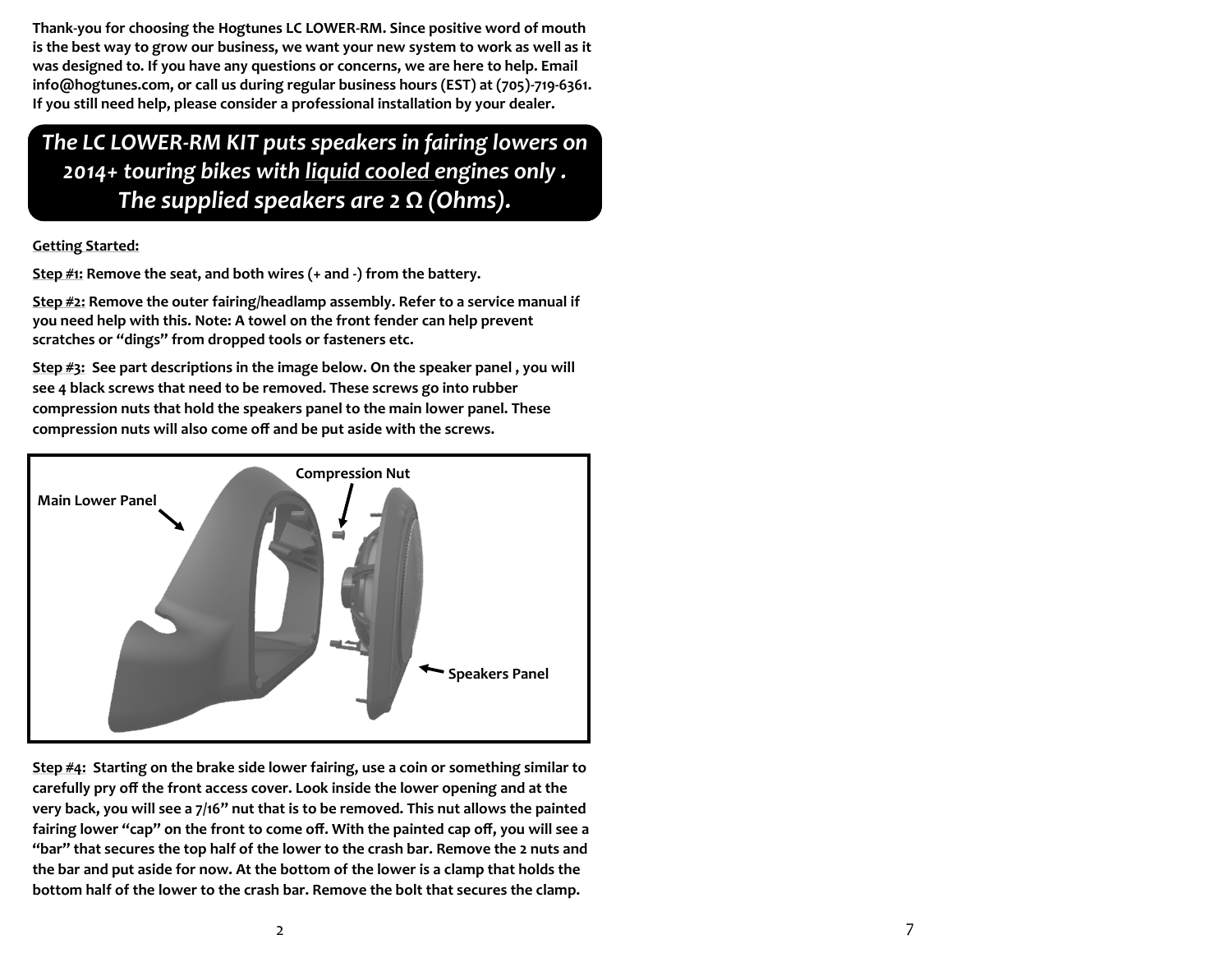**Thank-you for choosing the Hogtunes LC LOWER-RM. Since positive word of mouth is the best way to grow our business, we want your new system to work as well as it was designed to. If you have any questions or concerns, we are here to help. Email info@hogtunes.com, or call us during regular business hours (EST) at (705)-719-6361. If you still need help, please consider a professional installation by your dealer.**

***The LC LOWER-RM KIT puts speakers in fairing lowers on 2014+ touring bikes with liquid cooled engines only . The supplied speakers are 2 Ω (Ohms).***

**Getting Started:**

**Step #1:** Remove the seat, and both wires (+ and -) from the battery.

**Step #2:** Remove the outer fairing/headlamp assembly. Refer to a service manual if you need help with this. Note: A towel on the front fender can help prevent scratches or "dings" from dropped tools or fasteners etc.

**Step #3:** See part descriptions in the image below. On the speaker panel , you will see 4 black screws that need to be removed. These screws go into rubber compression nuts that hold the speakers panel to the main lower panel. These compression nuts will also come off and be put aside with the screws.

Main Lower Panel — Compression Nut — Speakers Panel

**Step #4:** Starting on the brake side lower fairing, use a coin or something similar to carefully pry off the front access cover. Look inside the lower opening and at the very back, you will see a 7/16" nut that is to be removed. This nut allows the painted fairing lower "cap" on the front to come off. With the painted cap off, you will see a "bar" that secures the top half of the lower to the crash bar. Remove the 2 nuts and the bar and put aside for now. At the bottom of the lower is a clamp that holds the bottom half of the lower to the crash bar. Remove the bolt that secures the clamp.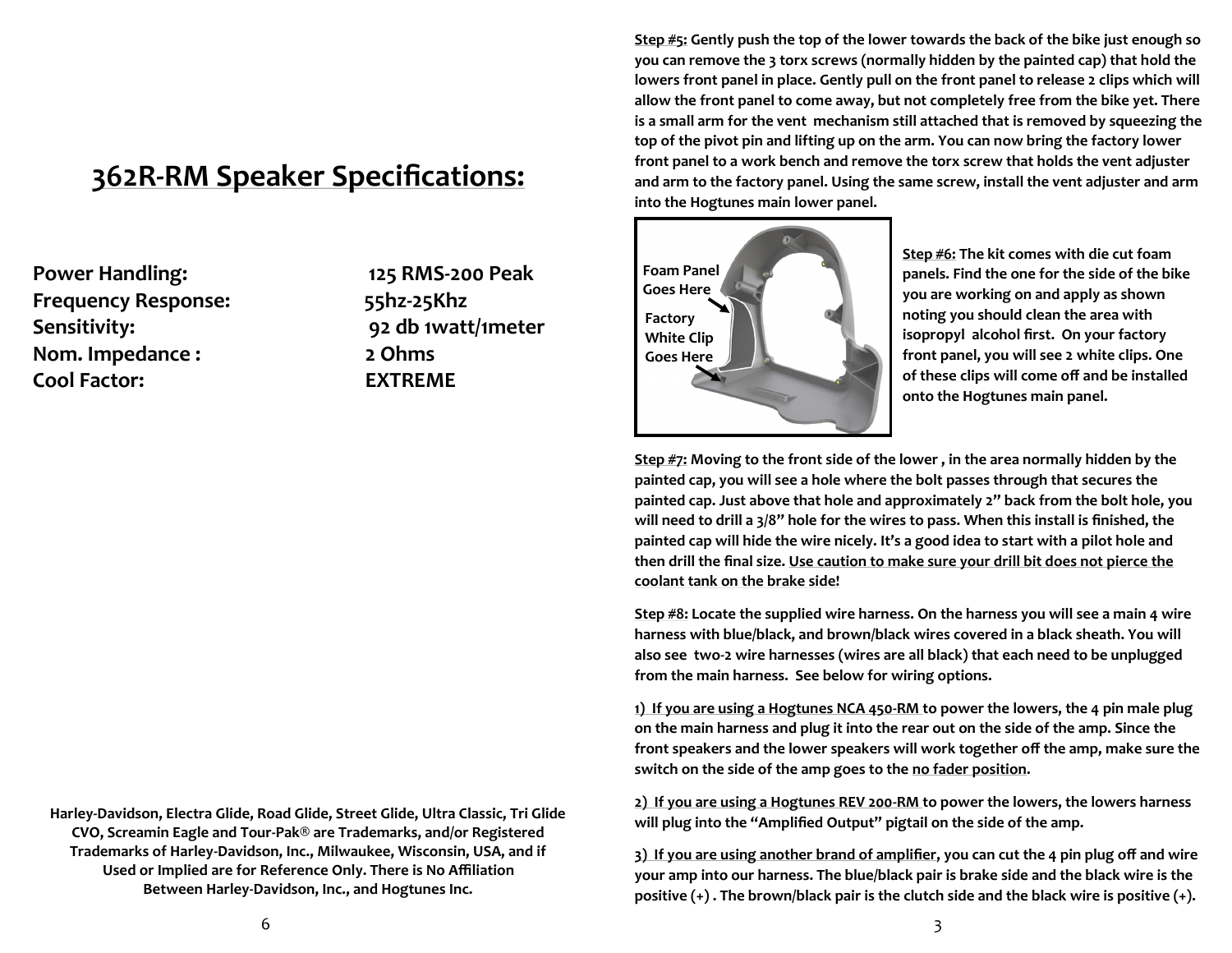# 362R-RM Speaker Specifications:

| | |
|---|---|
| **Power Handling:** | **125 RMS-200 Peak** |
| **Frequency Response:** | **55hz-25Khz** |
| **Sensitivity:** | **92 db 1watt/1meter** |
| **Nom. Impedance :** | **2 Ohms** |
| **Cool Factor:** | **EXTREME** |

**Harley-Davidson, Electra Glide, Road Glide, Street Glide, Ultra Classic, Tri Glide CVO, Screamin Eagle and Tour-Pak® are Trademarks, and/or Registered Trademarks of Harley-Davidson, Inc., Milwaukee, Wisconsin, USA, and if Used or Implied are for Reference Only. There is No Affiliation Between Harley-Davidson, Inc., and Hogtunes Inc.**

**Step #5:** **Gently push the top of the lower towards the back of the bike just enough so you can remove the 3 torx screws (normally hidden by the painted cap) that hold the lowers front panel in place. Gently pull on the front panel to release 2 clips which will allow the front panel to come away, but not completely free from the bike yet. There is a small arm for the vent mechanism still attached that is removed by squeezing the top of the pivot pin and lifting up on the arm. You can now bring the factory lower front panel to a work bench and remove the torx screw that holds the vent adjuster and arm to the factory panel. Using the same screw, install the vent adjuster and arm into the Hogtunes main lower panel.**

Foam Panel Goes Here

Factory White Clip Goes Here

**Step #6:** **The kit comes with die cut foam panels. Find the one for the side of the bike you are working on and apply as shown noting you should clean the area with isopropyl alcohol first. On your factory front panel, you will see 2 white clips. One of these clips will come off and be installed onto the Hogtunes main panel.**

**Step #7:** **Moving to the front side of the lower , in the area normally hidden by the painted cap, you will see a hole where the bolt passes through that secures the painted cap. Just above that hole and approximately 2" back from the bolt hole, you will need to drill a 3/8" hole for the wires to pass. When this install is finished, the painted cap will hide the wire nicely. It's a good idea to start with a pilot hole and then drill the final size. Use caution to make sure your drill bit does not pierce the coolant tank on the brake side!**

**Step #8: Locate the supplied wire harness. On the harness you will see a main 4 wire harness with blue/black, and brown/black wires covered in a black sheath. You will also see two-2 wire harnesses (wires are all black) that each need to be unplugged from the main harness. See below for wiring options.**

**1) If you are using a Hogtunes NCA 450-RM to power the lowers, the 4 pin male plug on the main harness and plug it into the rear out on the side of the amp. Since the front speakers and the lower speakers will work together off the amp, make sure the switch on the side of the amp goes to the no fader position.**

**2) If you are using a Hogtunes REV 200-RM to power the lowers, the lowers harness will plug into the "Amplified Output" pigtail on the side of the amp.**

**3) If you are using another brand of amplifier, you can cut the 4 pin plug off and wire your amp into our harness. The blue/black pair is brake side and the black wire is the positive (+) . The brown/black pair is the clutch side and the black wire is positive (+).**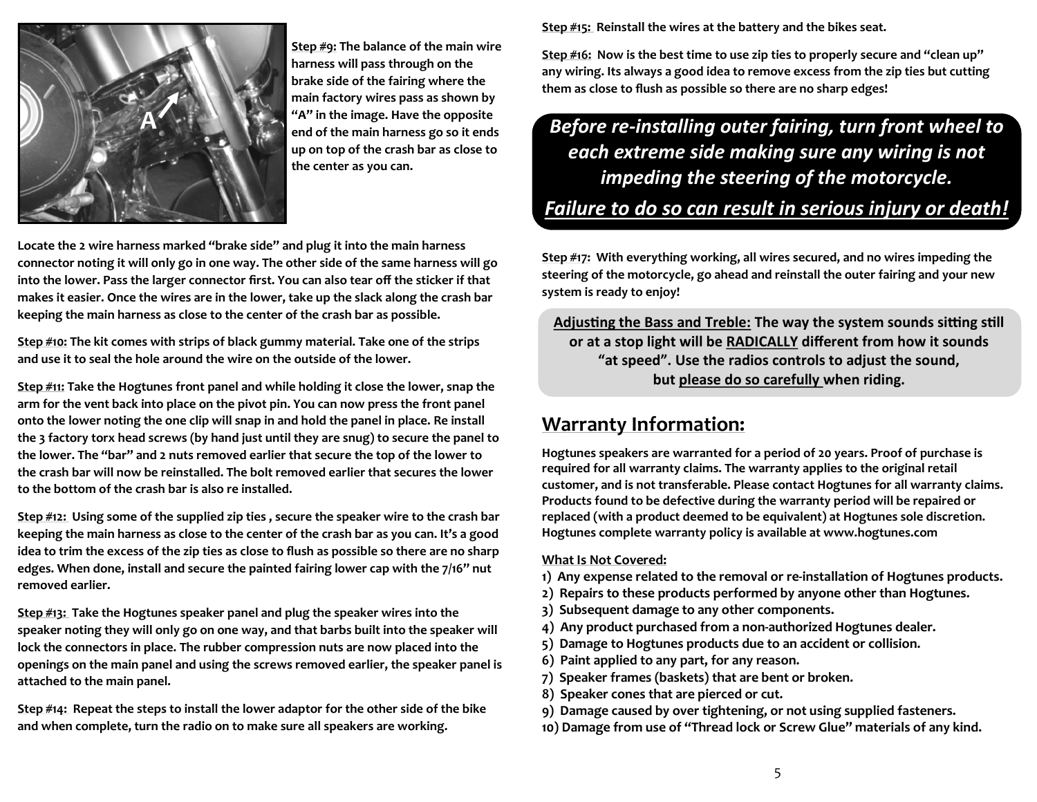**Step #9:** The balance of the main wire harness will pass through on the brake side of the fairing where the main factory wires pass as shown by "A" in the image. Have the opposite end of the main harness go so it ends up on top of the crash bar as close to the center as you can.

Locate the 2 wire harness marked "brake side" and plug it into the main harness connector noting it will only go in one way. The other side of the same harness will go into the lower. Pass the larger connector first. You can also tear off the sticker if that makes it easier. Once the wires are in the lower, take up the slack along the crash bar keeping the main harness as close to the center of the crash bar as possible.

**Step #10:** The kit comes with strips of black gummy material. Take one of the strips and use it to seal the hole around the wire on the outside of the lower.

**Step #11:** Take the Hogtunes front panel and while holding it close the lower, snap the arm for the vent back into place on the pivot pin. You can now press the front panel onto the lower noting the one clip will snap in and hold the panel in place. Re install the 3 factory torx head screws (by hand just until they are snug) to secure the panel to the lower. The "bar" and 2 nuts removed earlier that secure the top of the lower to the crash bar will now be reinstalled. The bolt removed earlier that secures the lower to the bottom of the crash bar is also re installed.

**Step #12:** Using some of the supplied zip ties , secure the speaker wire to the crash bar keeping the main harness as close to the center of the crash bar as you can. It's a good idea to trim the excess of the zip ties as close to flush as possible so there are no sharp edges. When done, install and secure the painted fairing lower cap with the 7/16" nut removed earlier.

**Step #13:** Take the Hogtunes speaker panel and plug the speaker wires into the speaker noting they will only go on one way, and that barbs built into the speaker will lock the connectors in place. The rubber compression nuts are now placed into the openings on the main panel and using the screws removed earlier, the speaker panel is attached to the main panel.

**Step #14:** Repeat the steps to install the lower adaptor for the other side of the bike and when complete, turn the radio on to make sure all speakers are working.

**Step #15:** Reinstall the wires at the battery and the bikes seat.

**Step #16:** Now is the best time to use zip ties to properly secure and "clean up" any wiring. Its always a good idea to remove excess from the zip ties but cutting them as close to flush as possible so there are no sharp edges!

***Before re-installing outer fairing, turn front wheel to each extreme side making sure any wiring is not impeding the steering of the motorcycle.***

***Failure to do so can result in serious injury or death!***

**Step #17:** With everything working, all wires secured, and no wires impeding the steering of the motorcycle, go ahead and reinstall the outer fairing and your new system is ready to enjoy!

**Adjusting the Bass and Treble:** The way the system sounds sitting still or at a stop light will be **RADICALLY** different from how it sounds "at speed". Use the radios controls to adjust the sound, but **please do so carefully** when riding.

## Warranty Information:

Hogtunes speakers are warranted for a period of 20 years. Proof of purchase is required for all warranty claims. The warranty applies to the original retail customer, and is not transferable. Please contact Hogtunes for all warranty claims. Products found to be defective during the warranty period will be repaired or replaced (with a product deemed to be equivalent) at Hogtunes sole discretion. Hogtunes complete warranty policy is available at www.hogtunes.com

**What Is Not Covered:**

1) Any expense related to the removal or re-installation of Hogtunes products.
2) Repairs to these products performed by anyone other than Hogtunes.
3) Subsequent damage to any other components.
4) Any product purchased from a non-authorized Hogtunes dealer.
5) Damage to Hogtunes products due to an accident or collision.
6) Paint applied to any part, for any reason.
7) Speaker frames (baskets) that are bent or broken.
8) Speaker cones that are pierced or cut.
9) Damage caused by over tightening, or not using supplied fasteners.
10) Damage from use of "Thread lock or Screw Glue" materials of any kind.